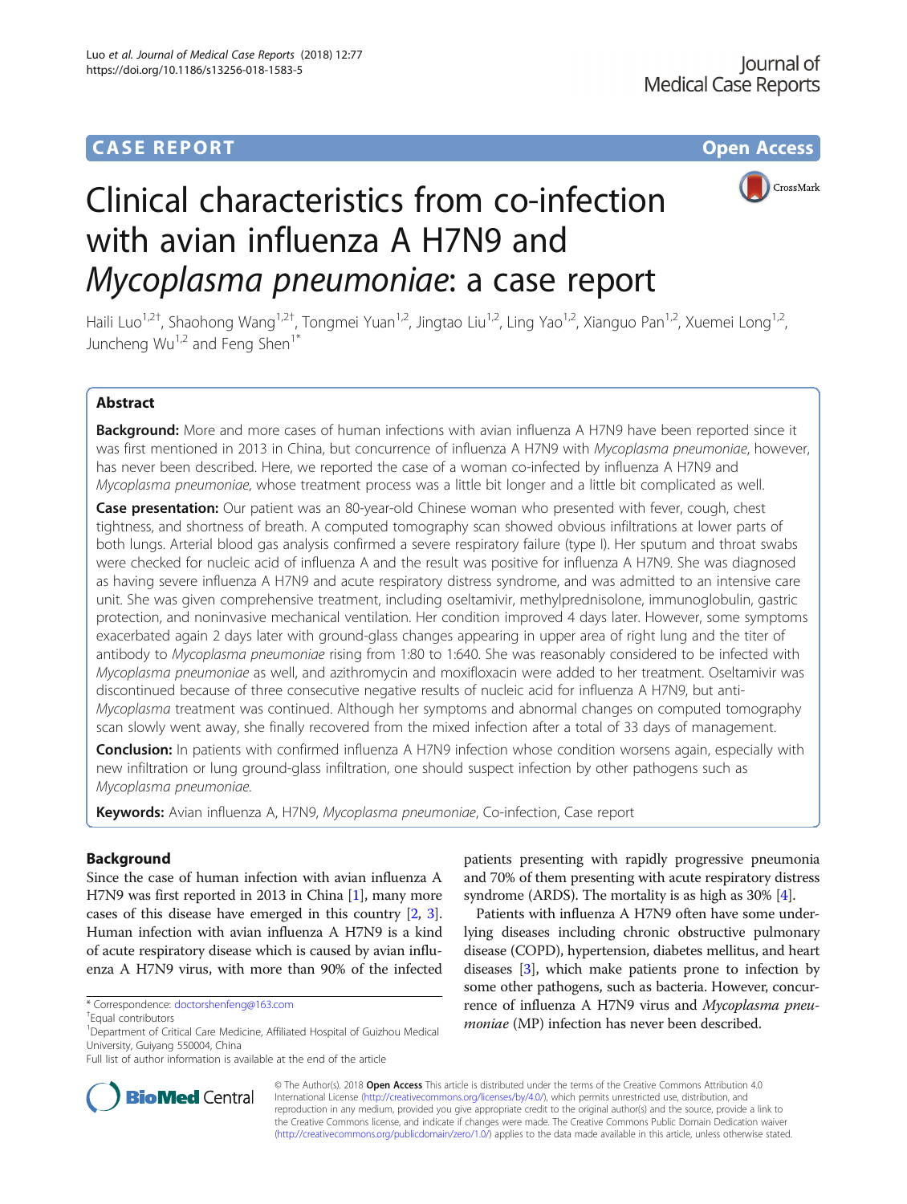CASE REPORT

Open Access

# Clinical characteristics from co-infection with avian influenza A H7N9 and *Mycoplasma pneumoniae*: a case report

Haili Luo[1,2†], Shaohong Wang[1,2†], Tongmei Yuan[1,2], Jingtao Liu[1,2], Ling Yao[1,2], Xianguo Pan[1,2], Xuemei Long[1,2], Juncheng Wu[1,2] and Feng Shen[1*]

## Abstract

**Background:** More and more cases of human infections with avian influenza A H7N9 have been reported since it was first mentioned in 2013 in China, but concurrence of influenza A H7N9 with *Mycoplasma pneumoniae*, however, has never been described. Here, we reported the case of a woman co-infected by influenza A H7N9 and *Mycoplasma pneumoniae*, whose treatment process was a little bit longer and a little bit complicated as well.

**Case presentation:** Our patient was an 80-year-old Chinese woman who presented with fever, cough, chest tightness, and shortness of breath. A computed tomography scan showed obvious infiltrations at lower parts of both lungs. Arterial blood gas analysis confirmed a severe respiratory failure (type I). Her sputum and throat swabs were checked for nucleic acid of influenza A and the result was positive for influenza A H7N9. She was diagnosed as having severe influenza A H7N9 and acute respiratory distress syndrome, and was admitted to an intensive care unit. She was given comprehensive treatment, including oseltamivir, methylprednisolone, immunoglobulin, gastric protection, and noninvasive mechanical ventilation. Her condition improved 4 days later. However, some symptoms exacerbated again 2 days later with ground-glass changes appearing in upper area of right lung and the titer of antibody to *Mycoplasma pneumoniae* rising from 1:80 to 1:640. She was reasonably considered to be infected with *Mycoplasma pneumoniae* as well, and azithromycin and moxifloxacin were added to her treatment. Oseltamivir was discontinued because of three consecutive negative results of nucleic acid for influenza A H7N9, but anti-*Mycoplasma* treatment was continued. Although her symptoms and abnormal changes on computed tomography scan slowly went away, she finally recovered from the mixed infection after a total of 33 days of management.

**Conclusion:** In patients with confirmed influenza A H7N9 infection whose condition worsens again, especially with new infiltration or lung ground-glass infiltration, one should suspect infection by other pathogens such as *Mycoplasma pneumoniae*.

**Keywords:** Avian influenza A, H7N9, *Mycoplasma pneumoniae*, Co-infection, Case report

## Background

Since the case of human infection with avian influenza A H7N9 was first reported in 2013 in China [1], many more cases of this disease have emerged in this country [2, 3]. Human infection with avian influenza A H7N9 is a kind of acute respiratory disease which is caused by avian influenza A H7N9 virus, with more than 90% of the infected patients presenting with rapidly progressive pneumonia and 70% of them presenting with acute respiratory distress syndrome (ARDS). The mortality is as high as 30% [4].

Patients with influenza A H7N9 often have some underlying diseases including chronic obstructive pulmonary disease (COPD), hypertension, diabetes mellitus, and heart diseases [3], which make patients prone to infection by some other pathogens, such as bacteria. However, concurrence of influenza A H7N9 virus and *Mycoplasma pneumoniae* (MP) infection has never been described.

\* Correspondence: doctorshenfeng@163.com

†Equal contributors

[1]Department of Critical Care Medicine, Affiliated Hospital of Guizhou Medical University, Guiyang 550004, China

Full list of author information is available at the end of the article

© The Author(s). 2018 **Open Access** This article is distributed under the terms of the Creative Commons Attribution 4.0 International License (http://creativecommons.org/licenses/by/4.0/), which permits unrestricted use, distribution, and reproduction in any medium, provided you give appropriate credit to the original author(s) and the source, provide a link to the Creative Commons license, and indicate if changes were made. The Creative Commons Public Domain Dedication waiver (http://creativecommons.org/publicdomain/zero/1.0/) applies to the data made available in this article, unless otherwise stated.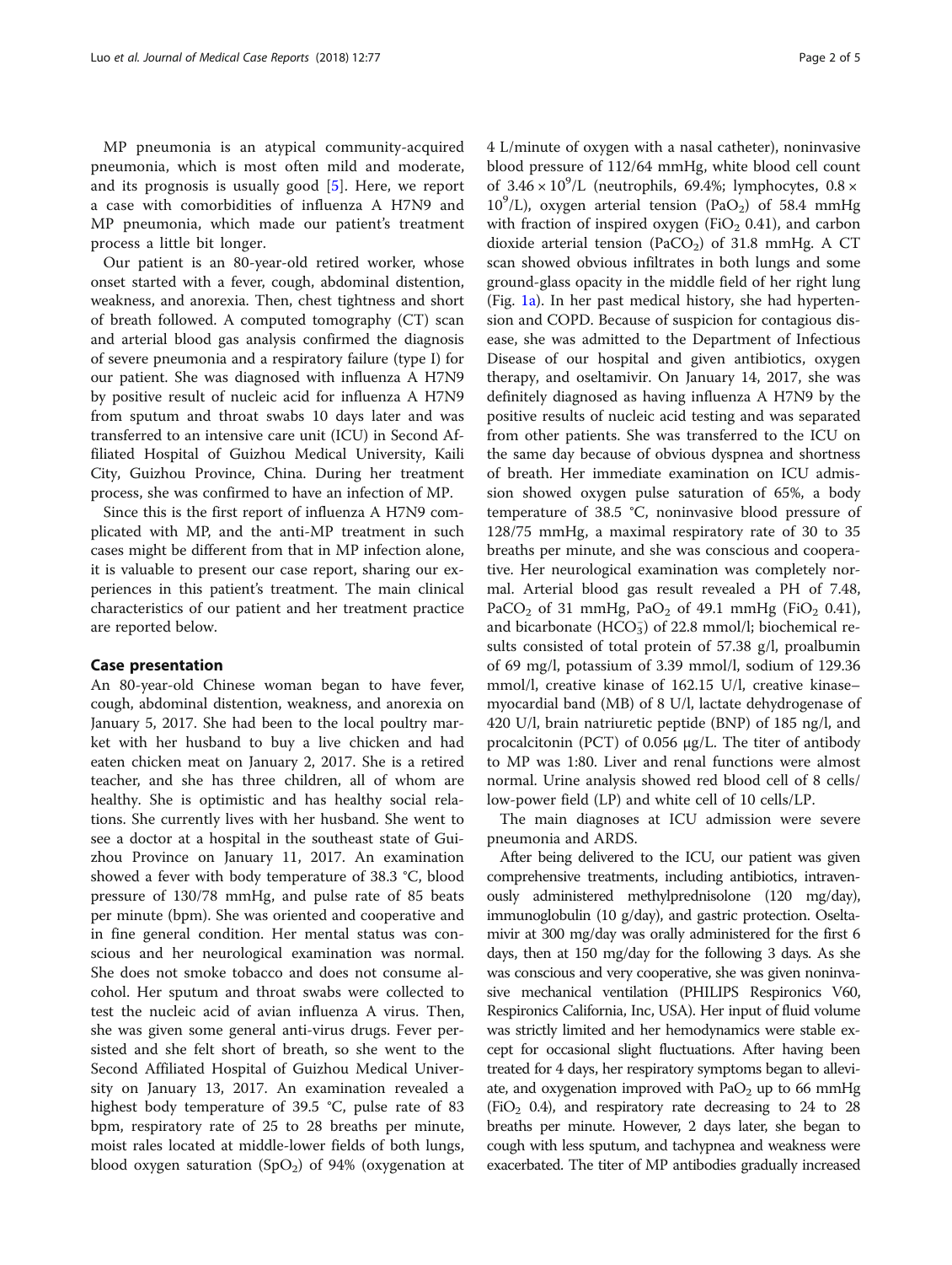MP pneumonia is an atypical community-acquired pneumonia, which is most often mild and moderate, and its prognosis is usually good [5]. Here, we report a case with comorbidities of influenza A H7N9 and MP pneumonia, which made our patient's treatment process a little bit longer.

Our patient is an 80-year-old retired worker, whose onset started with a fever, cough, abdominal distention, weakness, and anorexia. Then, chest tightness and short of breath followed. A computed tomography (CT) scan and arterial blood gas analysis confirmed the diagnosis of severe pneumonia and a respiratory failure (type I) for our patient. She was diagnosed with influenza A H7N9 by positive result of nucleic acid for influenza A H7N9 from sputum and throat swabs 10 days later and was transferred to an intensive care unit (ICU) in Second Affiliated Hospital of Guizhou Medical University, Kaili City, Guizhou Province, China. During her treatment process, she was confirmed to have an infection of MP.

Since this is the first report of influenza A H7N9 complicated with MP, and the anti-MP treatment in such cases might be different from that in MP infection alone, it is valuable to present our case report, sharing our experiences in this patient's treatment. The main clinical characteristics of our patient and her treatment practice are reported below.

## Case presentation

An 80-year-old Chinese woman began to have fever, cough, abdominal distention, weakness, and anorexia on January 5, 2017. She had been to the local poultry market with her husband to buy a live chicken and had eaten chicken meat on January 2, 2017. She is a retired teacher, and she has three children, all of whom are healthy. She is optimistic and has healthy social relations. She currently lives with her husband. She went to see a doctor at a hospital in the southeast state of Guizhou Province on January 11, 2017. An examination showed a fever with body temperature of 38.3 °C, blood pressure of 130/78 mmHg, and pulse rate of 85 beats per minute (bpm). She was oriented and cooperative and in fine general condition. Her mental status was conscious and her neurological examination was normal. She does not smoke tobacco and does not consume alcohol. Her sputum and throat swabs were collected to test the nucleic acid of avian influenza A virus. Then, she was given some general anti-virus drugs. Fever persisted and she felt short of breath, so she went to the Second Affiliated Hospital of Guizhou Medical University on January 13, 2017. An examination revealed a highest body temperature of 39.5 °C, pulse rate of 83 bpm, respiratory rate of 25 to 28 breaths per minute, moist rales located at middle-lower fields of both lungs, blood oxygen saturation ($SpO_2$) of 94% (oxygenation at 4 L/minute of oxygen with a nasal catheter), noninvasive blood pressure of 112/64 mmHg, white blood cell count of $3.46 \times 10^9$/L (neutrophils, 69.4%; lymphocytes, $0.8 \times 10^9$/L), oxygen arterial tension ($PaO_2$) of 58.4 mmHg with fraction of inspired oxygen ($FiO_2$ 0.41), and carbon dioxide arterial tension ($PaCO_2$) of 31.8 mmHg. A CT scan showed obvious infiltrates in both lungs and some ground-glass opacity in the middle field of her right lung (Fig. 1a). In her past medical history, she had hypertension and COPD. Because of suspicion for contagious disease, she was admitted to the Department of Infectious Disease of our hospital and given antibiotics, oxygen therapy, and oseltamivir. On January 14, 2017, she was definitely diagnosed as having influenza A H7N9 by the positive results of nucleic acid testing and was separated from other patients. She was transferred to the ICU on the same day because of obvious dyspnea and shortness of breath. Her immediate examination on ICU admission showed oxygen pulse saturation of 65%, a body temperature of 38.5 °C, noninvasive blood pressure of 128/75 mmHg, a maximal respiratory rate of 30 to 35 breaths per minute, and she was conscious and cooperative. Her neurological examination was completely normal. Arterial blood gas result revealed a PH of 7.48, $PaCO_2$ of 31 mmHg, $PaO_2$ of 49.1 mmHg ($FiO_2$ 0.41), and bicarbonate ($HCO_3^-$) of 22.8 mmol/l; biochemical results consisted of total protein of 57.38 g/l, proalbumin of 69 mg/l, potassium of 3.39 mmol/l, sodium of 129.36 mmol/l, creative kinase of 162.15 U/l, creative kinase–myocardial band (MB) of 8 U/l, lactate dehydrogenase of 420 U/l, brain natriuretic peptide (BNP) of 185 ng/l, and procalcitonin (PCT) of 0.056 μg/L. The titer of antibody to MP was 1:80. Liver and renal functions were almost normal. Urine analysis showed red blood cell of 8 cells/low-power field (LP) and white cell of 10 cells/LP.

The main diagnoses at ICU admission were severe pneumonia and ARDS.

After being delivered to the ICU, our patient was given comprehensive treatments, including antibiotics, intravenously administered methylprednisolone (120 mg/day), immunoglobulin (10 g/day), and gastric protection. Oseltamivir at 300 mg/day was orally administered for the first 6 days, then at 150 mg/day for the following 3 days. As she was conscious and very cooperative, she was given noninvasive mechanical ventilation (PHILIPS Respironics V60, Respironics California, Inc, USA). Her input of fluid volume was strictly limited and her hemodynamics were stable except for occasional slight fluctuations. After having been treated for 4 days, her respiratory symptoms began to alleviate, and oxygenation improved with $PaO_2$ up to 66 mmHg ($FiO_2$ 0.4), and respiratory rate decreasing to 24 to 28 breaths per minute. However, 2 days later, she began to cough with less sputum, and tachypnea and weakness were exacerbated. The titer of MP antibodies gradually increased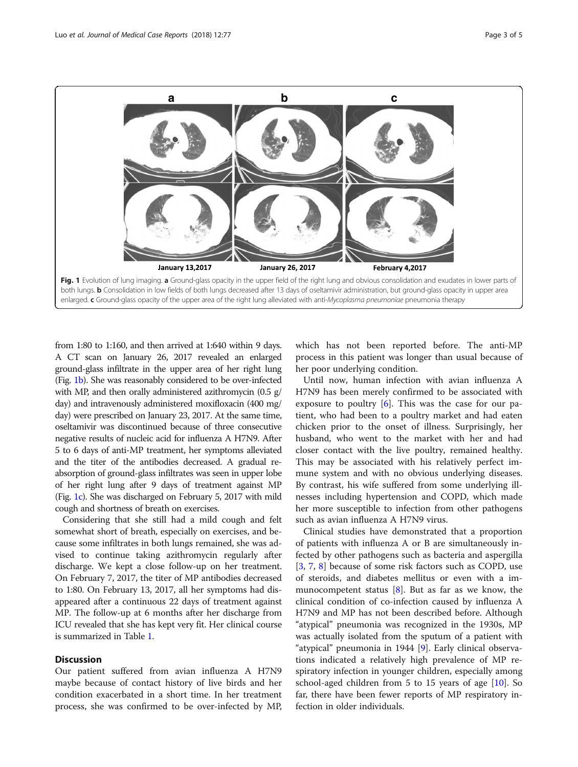Fig. 1 Evolution of lung imaging. **a** Ground-glass opacity in the upper field of the right lung and obvious consolidation and exudates in lower parts of both lungs. **b** Consolidation in low fields of both lungs decreased after 13 days of oseltamivir administration, but ground-glass opacity in upper area enlarged. **c** Ground-glass opacity of the upper area of the right lung alleviated with anti-*Mycoplasma pneumoniae* pneumonia therapy

from 1:80 to 1:160, and then arrived at 1:640 within 9 days. A CT scan on January 26, 2017 revealed an enlarged ground-glass infiltrate in the upper area of her right lung (Fig. 1b). She was reasonably considered to be over-infected with MP, and then orally administered azithromycin (0.5 g/ day) and intravenously administered moxifloxacin (400 mg/ day) were prescribed on January 23, 2017. At the same time, oseltamivir was discontinued because of three consecutive negative results of nucleic acid for influenza A H7N9. After 5 to 6 days of anti-MP treatment, her symptoms alleviated and the titer of the antibodies decreased. A gradual reabsorption of ground-glass infiltrates was seen in upper lobe of her right lung after 9 days of treatment against MP (Fig. 1c). She was discharged on February 5, 2017 with mild cough and shortness of breath on exercises.

Considering that she still had a mild cough and felt somewhat short of breath, especially on exercises, and because some infiltrates in both lungs remained, she was advised to continue taking azithromycin regularly after discharge. We kept a close follow-up on her treatment. On February 7, 2017, the titer of MP antibodies decreased to 1:80. On February 13, 2017, all her symptoms had disappeared after a continuous 22 days of treatment against MP. The follow-up at 6 months after her discharge from ICU revealed that she has kept very fit. Her clinical course is summarized in Table 1.

## Discussion

Our patient suffered from avian influenza A H7N9 maybe because of contact history of live birds and her condition exacerbated in a short time. In her treatment process, she was confirmed to be over-infected by MP, which has not been reported before. The anti-MP process in this patient was longer than usual because of her poor underlying condition.

Until now, human infection with avian influenza A H7N9 has been merely confirmed to be associated with exposure to poultry [6]. This was the case for our patient, who had been to a poultry market and had eaten chicken prior to the onset of illness. Surprisingly, her husband, who went to the market with her and had closer contact with the live poultry, remained healthy. This may be associated with his relatively perfect immune system and with no obvious underlying diseases. By contrast, his wife suffered from some underlying illnesses including hypertension and COPD, which made her more susceptible to infection from other pathogens such as avian influenza A H7N9 virus.

Clinical studies have demonstrated that a proportion of patients with influenza A or B are simultaneously infected by other pathogens such as bacteria and aspergilla [3, 7, 8] because of some risk factors such as COPD, use of steroids, and diabetes mellitus or even with a immunocompetent status [8]. But as far as we know, the clinical condition of co-infection caused by influenza A H7N9 and MP has not been described before. Although "atypical" pneumonia was recognized in the 1930s, MP was actually isolated from the sputum of a patient with "atypical" pneumonia in 1944 [9]. Early clinical observations indicated a relatively high prevalence of MP respiratory infection in younger children, especially among school-aged children from 5 to 15 years of age [10]. So far, there have been fewer reports of MP respiratory infection in older individuals.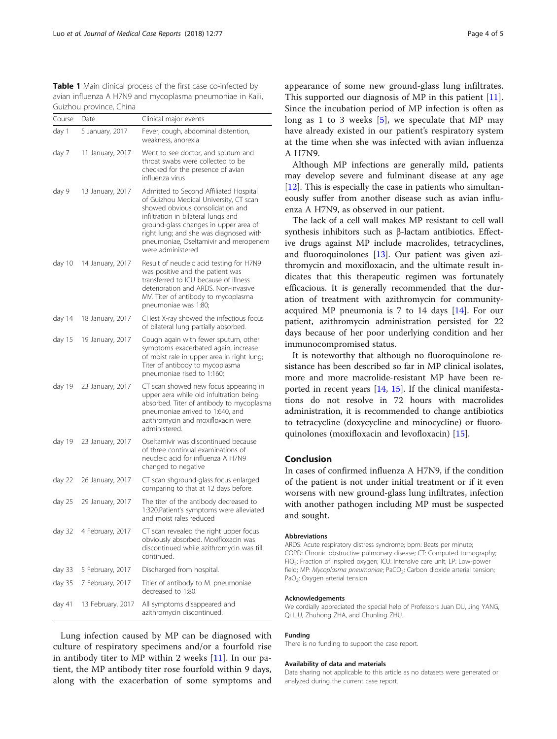**Table 1** Main clinical process of the first case co-infected by avian influenza A H7N9 and mycoplasma pneumoniae in Kaili, Guizhou province, China

| Course | Date | Clinical major events |
| --- | --- | --- |
| day 1 | 5 January, 2017 | Fever, cough, abdominal distention, weakness, anorexia |
| day 7 | 11 January, 2017 | Went to see doctor, and sputum and throat swabs were collected to be checked for the presence of avian influenza virus |
| day 9 | 13 January, 2017 | Admitted to Second Affiliated Hospital of Guizhou Medical University, CT scan showed obvious consolidation and infiltration in bilateral lungs and ground-glass changes in upper area of right lung; and she was diagnosed with pneumoniae, Oseltamivir and meropenem were administered |
| day 10 | 14 January, 2017 | Result of neucleic acid testing for H7N9 was positive and the patient was transferred to ICU because of illness deterioration and ARDS. Non-invasive MV. Titer of antibody to mycoplasma pneumoniae was 1:80; |
| day 14 | 18 January, 2017 | CHest X-ray showed the infectious focus of bilateral lung partially absorbed. |
| day 15 | 19 January, 2017 | Cough again with fewer sputum, other symptoms exacerbated again, increase of moist rale in upper area in right lung; Titer of antibody to mycoplasma pneumoniae rised to 1:160; |
| day 19 | 23 January, 2017 | CT scan showed new focus appearing in upper aera while old infultration being absorbed. Titer of antibody to mycoplasma pneumoniae arrived to 1:640, and azithromycin and moxifloxacin were administered. |
| day 19 | 23 January, 2017 | Oseltamivir was discontinued because of three continual examinations of neucleic acid for influenza A H7N9 changed to negative |
| day 22 | 26 January, 2017 | CT scan shground-glass focus enlarged comparing to that at 12 days before. |
| day 25 | 29 January, 2017 | The titer of the antibody decreased to 1:320.Patient's symptoms were alleviated and moist rales reduced |
| day 32 | 4 February, 2017 | CT scan revealed the right upper focus obviously absorbed. Moxifloxacin was discontinued while azithromycin was till continued. |
| day 33 | 5 February, 2017 | Discharged from hospital. |
| day 35 | 7 February, 2017 | Titier of antibody to M. pneumoniae decreased to 1:80. |
| day 41 | 13 February, 2017 | All symptoms disappeared and azithromycin discontinued. |

Lung infection caused by MP can be diagnosed with culture of respiratory specimens and/or a fourfold rise in antibody titer to MP within 2 weeks [11]. In our patient, the MP antibody titer rose fourfold within 9 days, along with the exacerbation of some symptoms and appearance of some new ground-glass lung infiltrates. This supported our diagnosis of MP in this patient [11]. Since the incubation period of MP infection is often as long as 1 to 3 weeks [5], we speculate that MP may have already existed in our patient's respiratory system at the time when she was infected with avian influenza A H7N9.

Although MP infections are generally mild, patients may develop severe and fulminant disease at any age [12]. This is especially the case in patients who simultaneously suffer from another disease such as avian influenza A H7N9, as observed in our patient.

The lack of a cell wall makes MP resistant to cell wall synthesis inhibitors such as β-lactam antibiotics. Effective drugs against MP include macrolides, tetracyclines, and fluoroquinolones [13]. Our patient was given azithromycin and moxifloxacin, and the ultimate result indicates that this therapeutic regimen was fortunately efficacious. It is generally recommended that the duration of treatment with azithromycin for community-acquired MP pneumonia is 7 to 14 days [14]. For our patient, azithromycin administration persisted for 22 days because of her poor underlying condition and her immunocompromised status.

It is noteworthy that although no fluoroquinolone resistance has been described so far in MP clinical isolates, more and more macrolide-resistant MP have been reported in recent years [14, 15]. If the clinical manifestations do not resolve in 72 hours with macrolides administration, it is recommended to change antibiotics to tetracycline (doxycycline and minocycline) or fluoroquinolones (moxifloxacin and levofloxacin) [15].

## Conclusion

In cases of confirmed influenza A H7N9, if the condition of the patient is not under initial treatment or if it even worsens with new ground-glass lung infiltrates, infection with another pathogen including MP must be suspected and sought.

### Abbreviations

ARDS: Acute respiratory distress syndrome; bpm: Beats per minute; COPD: Chronic obstructive pulmonary disease; CT: Computed tomography; $FiO_2$: Fraction of inspired oxygen; ICU: Intensive care unit; LP: Low-power field; MP: *Mycoplasma pneumoniae*; $PaCO_2$: Carbon dioxide arterial tension; $PaO_2$: Oxygen arterial tension

### Acknowledgements

We cordially appreciated the special help of Professors Juan DU, Jing YANG, Qi LIU, Zhuhong ZHA, and Chunling ZHU.

### Funding

There is no funding to support the case report.

### Availability of data and materials

Data sharing not applicable to this article as no datasets were generated or analyzed during the current case report.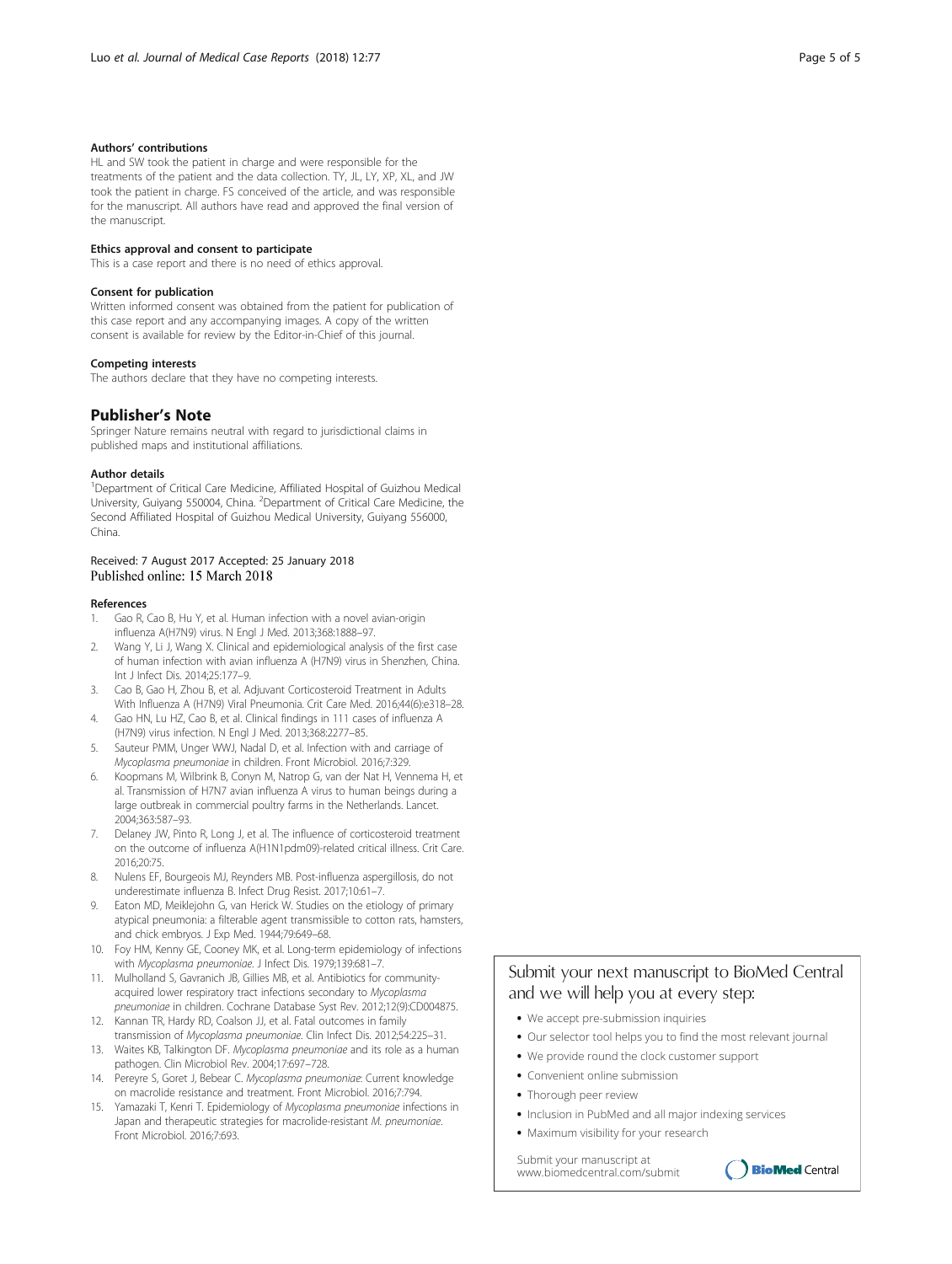#### Authors' contributions

HL and SW took the patient in charge and were responsible for the treatments of the patient and the data collection. TY, JL, LY, XP, XL, and JW took the patient in charge. FS conceived of the article, and was responsible for the manuscript. All authors have read and approved the final version of the manuscript.

#### Ethics approval and consent to participate

This is a case report and there is no need of ethics approval.

#### Consent for publication

Written informed consent was obtained from the patient for publication of this case report and any accompanying images. A copy of the written consent is available for review by the Editor-in-Chief of this journal.

#### Competing interests

The authors declare that they have no competing interests.

### Publisher's Note

Springer Nature remains neutral with regard to jurisdictional claims in published maps and institutional affiliations.

#### Author details

[1]Department of Critical Care Medicine, Affiliated Hospital of Guizhou Medical University, Guiyang 550004, China. [2]Department of Critical Care Medicine, the Second Affiliated Hospital of Guizhou Medical University, Guiyang 556000, China.

Received: 7 August 2017 Accepted: 25 January 2018
Published online: 15 March 2018

#### References

1. Gao R, Cao B, Hu Y, et al. Human infection with a novel avian-origin influenza A(H7N9) virus. N Engl J Med. 2013;368:1888–97.
2. Wang Y, Li J, Wang X. Clinical and epidemiological analysis of the first case of human infection with avian influenza A (H7N9) virus in Shenzhen, China. Int J Infect Dis. 2014;25:177–9.
3. Cao B, Gao H, Zhou B, et al. Adjuvant Corticosteroid Treatment in Adults With Influenza A (H7N9) Viral Pneumonia. Crit Care Med. 2016;44(6):e318–28.
4. Gao HN, Lu HZ, Cao B, et al. Clinical findings in 111 cases of influenza A (H7N9) virus infection. N Engl J Med. 2013;368:2277–85.
5. Sauteur PMM, Unger WWJ, Nadal D, et al. Infection with and carriage of *Mycoplasma pneumoniae* in children. Front Microbiol. 2016;7:329.
6. Koopmans M, Wilbrink B, Conyn M, Natrop G, van der Nat H, Vennema H, et al. Transmission of H7N7 avian influenza A virus to human beings during a large outbreak in commercial poultry farms in the Netherlands. Lancet. 2004;363:587–93.
7. Delaney JW, Pinto R, Long J, et al. The influence of corticosteroid treatment on the outcome of influenza A(H1N1pdm09)-related critical illness. Crit Care. 2016;20:75.
8. Nulens EF, Bourgeois MJ, Reynders MB. Post-influenza aspergillosis, do not underestimate influenza B. Infect Drug Resist. 2017;10:61–7.
9. Eaton MD, Meiklejohn G, van Herick W. Studies on the etiology of primary atypical pneumonia: a filterable agent transmissible to cotton rats, hamsters, and chick embryos. J Exp Med. 1944;79:649–68.
10. Foy HM, Kenny GE, Cooney MK, et al. Long-term epidemiology of infections with *Mycoplasma pneumoniae*. J Infect Dis. 1979;139:681–7.
11. Mulholland S, Gavranich JB, Gillies MB, et al. Antibiotics for community-acquired lower respiratory tract infections secondary to *Mycoplasma pneumoniae* in children. Cochrane Database Syst Rev. 2012;12(9):CD004875.
12. Kannan TR, Hardy RD, Coalson JJ, et al. Fatal outcomes in family transmission of *Mycoplasma pneumoniae*. Clin Infect Dis. 2012;54:225–31.
13. Waites KB, Talkington DF. *Mycoplasma pneumoniae* and its role as a human pathogen. Clin Microbiol Rev. 2004;17:697–728.
14. Pereyre S, Goret J, Bebear C. *Mycoplasma pneumoniae*: Current knowledge on macrolide resistance and treatment. Front Microbiol. 2016;7:794.
15. Yamazaki T, Kenri T. Epidemiology of *Mycoplasma pneumoniae* infections in Japan and therapeutic strategies for macrolide-resistant *M. pneumoniae*. Front Microbiol. 2016;7:693.

Submit your next manuscript to BioMed Central and we will help you at every step:

- We accept pre-submission inquiries
- Our selector tool helps you to find the most relevant journal
- We provide round the clock customer support
- Convenient online submission
- Thorough peer review
- Inclusion in PubMed and all major indexing services
- Maximum visibility for your research

Submit your manuscript at
www.biomedcentral.com/submit